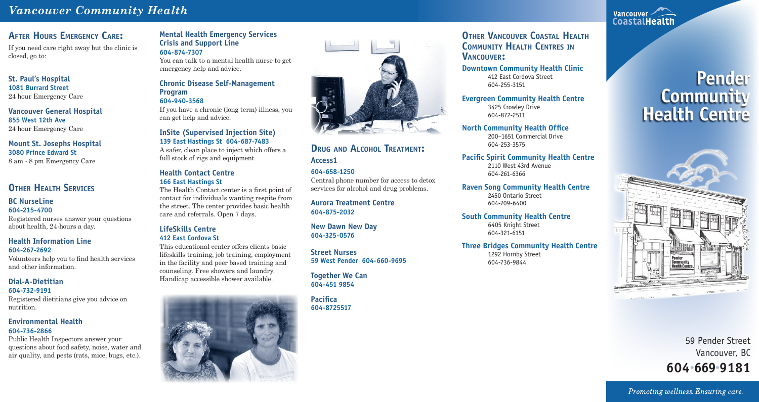# Vancouver Community Health

## After Hours Emergency Care:

If you need care right away but the clinic is closed, go to:

**St. Paul's Hospital**
**1081 Burrard Street**
24 hour Emergency Care

**Vancouver General Hospital**
**855 West 12th Ave**
24 hour Emergency Care

**Mount St. Josephs Hospital**
**3080 Prince Edward St**
8 am - 8 pm Emergency Care

## Other Health Services

**BC NurseLine**
**604-215-4700**
Registered nurses answer your questions about health, 24-hours a day.

**Health Information Line**
**604-267-2692**
Volunteers help you to find health services and other information.

**Dial-A-Dietitian**
**604-732-9191**
Registered dietitians give you advice on nutrition.

**Environmental Health**
**604-736-2866**
Public Health Inspectors answer your questions about food safety, noise, water and air quality, and pests (rats, mice, bugs, etc.).

**Mental Health Emergency Services Crisis and Support Line**
**604-874-7307**
You can talk to a mental health nurse to get emergency help and advice.

**Chronic Disease Self-Management Program**
**604-940-3568**
If you have a chronic (long term) illness, you can get help and advice.

**InSite (Supervised Injection Site)**
**139 East Hastings St 604-687-7483**
A safer, clean place to inject which offers a full stock of rigs and equipment

**Health Contact Centre**
**166 East Hastings St**
The Health Contact center is a first point of contact for individuals wanting respite from the street. The center provides basic health care and referrals. Open 7 days.

**LifeSkills Centre**
**412 East Cordova St**
This educational center offers clients basic lifeskills training, job training, employment in the facility and peer based training and counseling. Free showers and laundry. Handicap accessible shower available.

## Drug and Alcohol Treatment:

**Access1**
**604-658-1250**
Central phone number for access to detox services for alcohol and drug problems.

**Aurora Treatment Centre**
**604-875-2032**

**New Dawn New Day**
**604-325-0576**

**Street Nurses**
**59 West Pender 604-660-9695**

**Together We Can**
**604-451 9854**

**Pacifica**
**604-8725517**

## Other Vancouver Coastal Health Community Health Centres in Vancouver:

**Downtown Community Health Clinic**
412 East Cordova Street
604-255-3151

**Evergreen Community Health Centre**
3425 Crowley Drive
604-872-2511

**North Community Health Office**
200–1651 Commercial Drive
604-253-3575

**Pacific Spirit Community Health Centre**
2110 West 43rd Avenue
604-261-6366

**Raven Song Community Health Centre**
2450 Ontario Street
604-709-6400

**South Community Health Centre**
6405 Knight Street
604-321-6151

**Three Bridges Community Health Centre**
1292 Hornby Street
604-736-9844

Vancouver CoastalHealth

# Pender Community Health Centre

59 Pender Street
Vancouver, BC
**604•669•9181**

*Promoting wellness. Ensuring care.*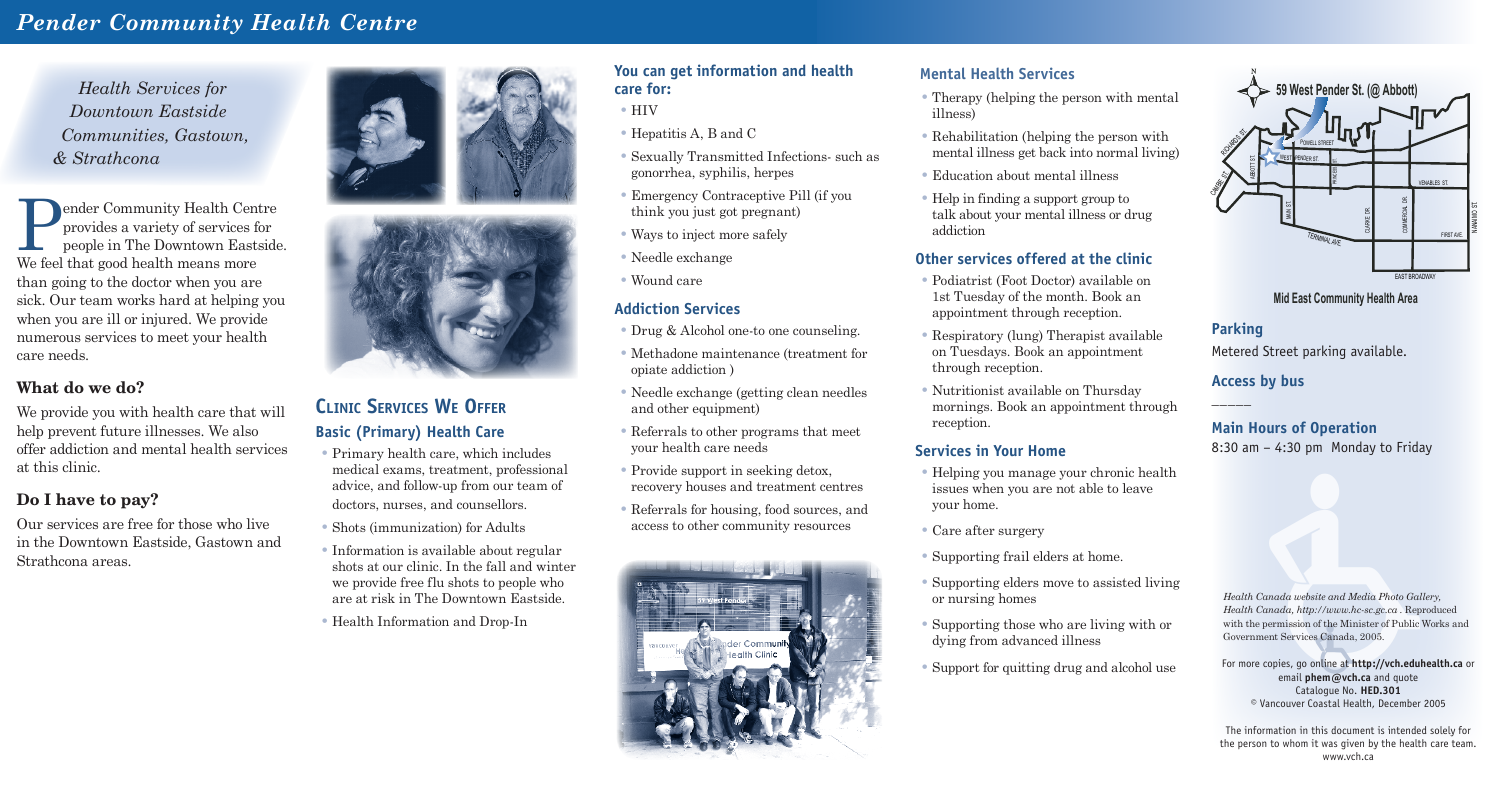# *Pender Community Health Centre*

*Health Services for Downtown Eastside Communities, Gastown, & Strathcona*

Pender Community Health Centre provides a variety of services for people in The Downtown Eastside. We feel that good health means more than going to the doctor when you are sick. Our team works hard at helping you when you are ill or injured. We provide numerous services to meet your health care needs.

## What do we do?

We provide you with health care that will help prevent future illnesses. We also offer addiction and mental health services at this clinic.

## Do I have to pay?

Our services are free for those who live in the Downtown Eastside, Gastown and Strathcona areas.

## Clinic Services We Offer

### Basic (Primary) Health Care

- Primary health care, which includes medical exams, treatment, professional advice, and follow-up from our team of doctors, nurses, and counsellors.
- Shots (immunization) for Adults
- Information is available about regular shots at our clinic. In the fall and winter we provide free flu shots to people who are at risk in The Downtown Eastside.
- Health Information and Drop-In

### You can get information and health care for:

- HIV
- Hepatitis A, B and C
- Sexually Transmitted Infections- such as gonorrhea, syphilis, herpes
- Emergency Contraceptive Pill (if you think you just got pregnant)
- Ways to inject more safely
- Needle exchange
- Wound care

### Addiction Services

- Drug & Alcohol one-to one counseling.
- Methadone maintenance (treatment for opiate addiction )
- Needle exchange (getting clean needles and other equipment)
- Referrals to other programs that meet your health care needs
- Provide support in seeking detox, recovery houses and treatment centres
- Referrals for housing, food sources, and access to other community resources

### Mental Health Services

- Therapy (helping the person with mental illness)
- Rehabilitation (helping the person with mental illness get back into normal living)
- Education about mental illness
- Help in finding a support group to talk about your mental illness or drug addiction

### Other services offered at the clinic

- Podiatrist (Foot Doctor) available on 1st Tuesday of the month. Book an appointment through reception.
- Respiratory (lung) Therapist available on Tuesdays. Book an appointment through reception.
- Nutritionist available on Thursday mornings. Book an appointment through reception.

### Services in Your Home

- Helping you manage your chronic health issues when you are not able to leave your home.
- Care after surgery
- Supporting frail elders at home.
- Supporting elders move to assisted living or nursing homes
- Supporting those who are living with or dying from advanced illness
- Support for quitting drug and alcohol use

**59 West Pender St. (@ Abbott)**

Mid East Community Health Area

### Parking

Metered Street parking available.

### Access by bus

_____

### Main Hours of Operation

8:30 am – 4:30 pm Monday to Friday

*Health Canada website and Media Photo Gallery, Health Canada, http://www.hc-sc.gc.ca . Reproduced with the permission of the Minister of Public Works and Government Services Canada, 2005.*

For more copies, go online at **http://vch.eduhealth.ca** or email **phem@vch.ca** and quote Catalogue No. **HED.301**
© Vancouver Coastal Health, December 2005

The information in this document is intended solely for the person to whom it was given by the health care team.
www.vch.ca